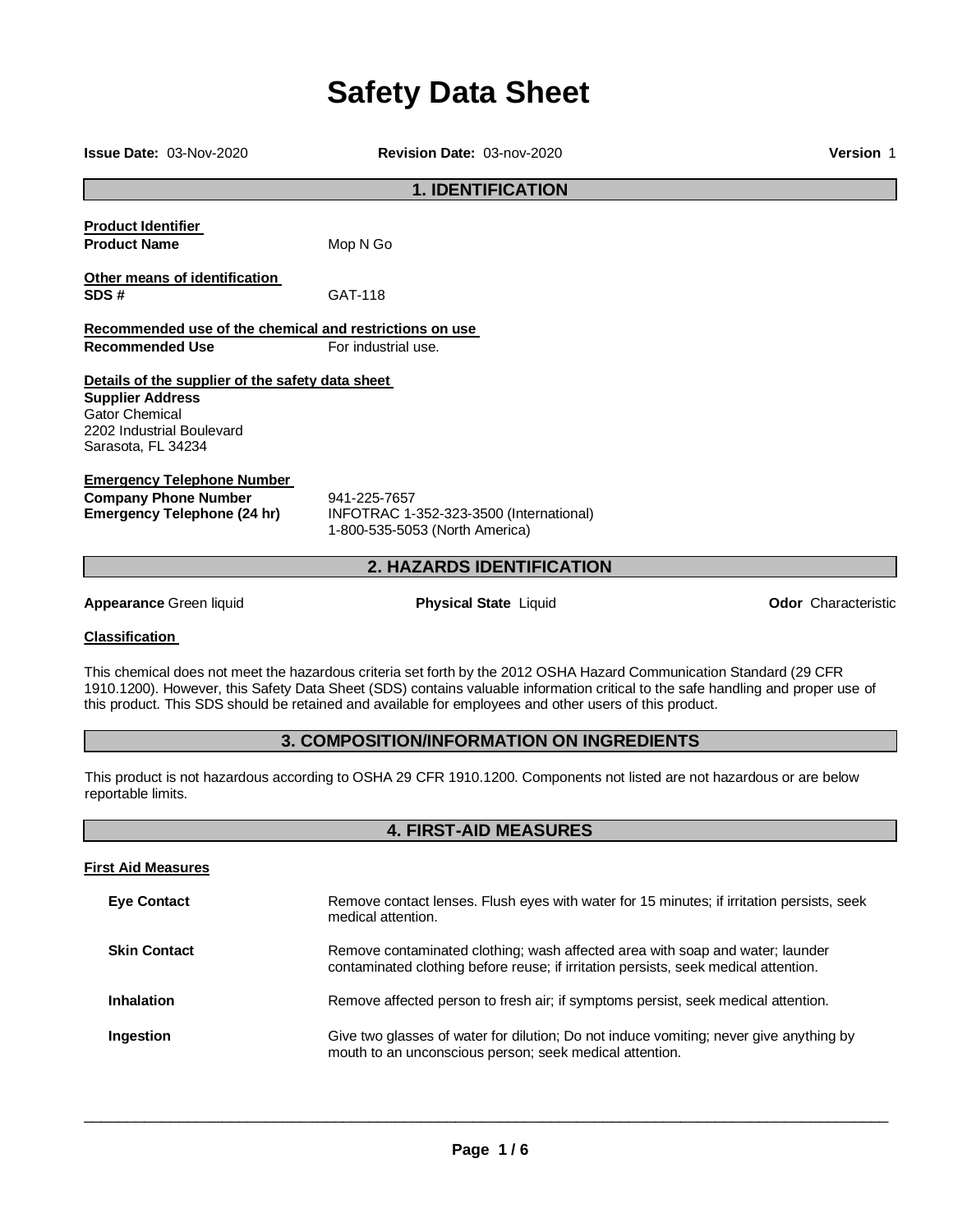# Safety Data Sheet

**Issue Date:** 03-Nov-2020 **Revision Date:** 03-nov-2020 **Version** 1

## 1. IDENTIFICATION

**Product Identifier**

**Product Name** Mop N Go

**Other means of identification**

**SDS #** GAT-118

**Recommended use of the chemical and restrictions on use**

**Recommended Use** For industrial use.

**Details of the supplier of the safety data sheet**

**Supplier Address**
Gator Chemical
2202 Industrial Boulevard
Sarasota, FL 34234

**Emergency Telephone Number**

**Company Phone Number** 941-225-7657

**Emergency Telephone (24 hr)** INFOTRAC 1-352-323-3500 (International)
1-800-535-5053 (North America)

## 2. HAZARDS IDENTIFICATION

**Appearance** Green liquid **Physical State** Liquid **Odor** Characteristic

**Classification**

This chemical does not meet the hazardous criteria set forth by the 2012 OSHA Hazard Communication Standard (29 CFR 1910.1200). However, this Safety Data Sheet (SDS) contains valuable information critical to the safe handling and proper use of this product. This SDS should be retained and available for employees and other users of this product.

## 3. COMPOSITION/INFORMATION ON INGREDIENTS

This product is not hazardous according to OSHA 29 CFR 1910.1200. Components not listed are not hazardous or are below reportable limits.

## 4. FIRST-AID MEASURES

**First Aid Measures**

**Eye Contact** Remove contact lenses. Flush eyes with water for 15 minutes; if irritation persists, seek medical attention.

**Skin Contact** Remove contaminated clothing; wash affected area with soap and water; launder contaminated clothing before reuse; if irritation persists, seek medical attention.

**Inhalation** Remove affected person to fresh air; if symptoms persist, seek medical attention.

**Ingestion** Give two glasses of water for dilution; Do not induce vomiting; never give anything by mouth to an unconscious person; seek medical attention.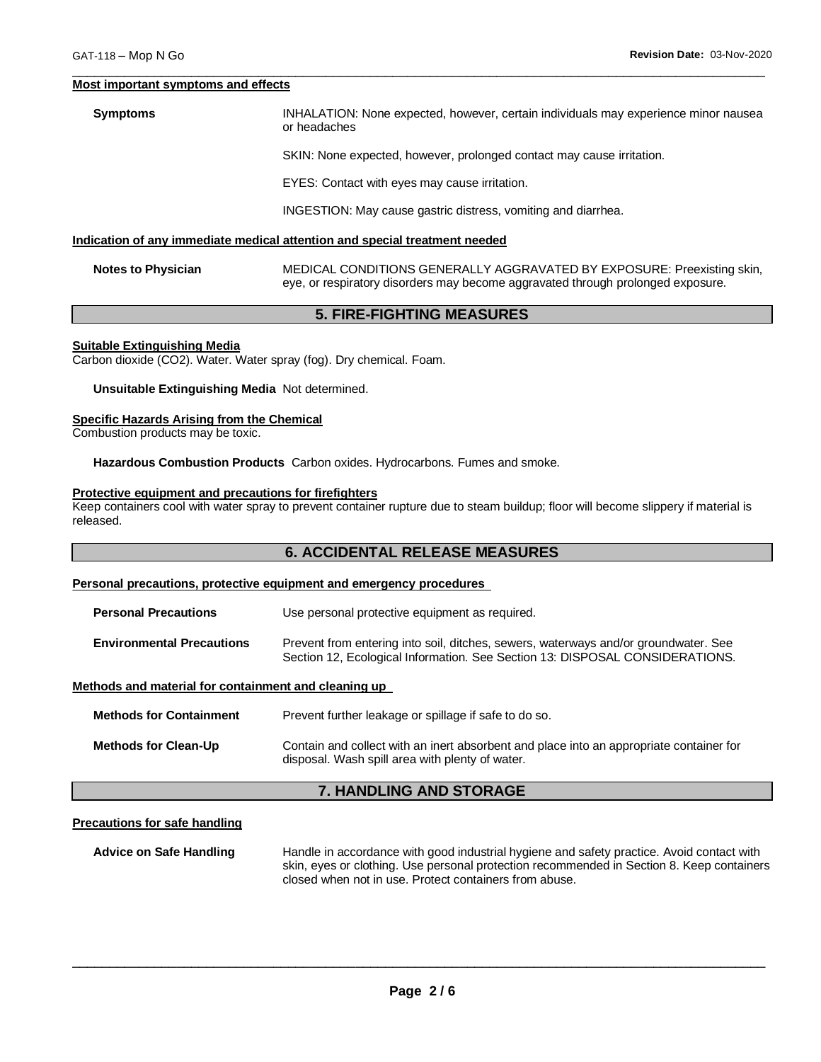**Most important symptoms and effects**

**Symptoms**

INHALATION: None expected, however, certain individuals may experience minor nausea or headaches

SKIN: None expected, however, prolonged contact may cause irritation.

EYES: Contact with eyes may cause irritation.

INGESTION: May cause gastric distress, vomiting and diarrhea.

**Indication of any immediate medical attention and special treatment needed**

**Notes to Physician** MEDICAL CONDITIONS GENERALLY AGGRAVATED BY EXPOSURE: Preexisting skin, eye, or respiratory disorders may become aggravated through prolonged exposure.

## 5. FIRE-FIGHTING MEASURES

**Suitable Extinguishing Media**

Carbon dioxide ($CO_2$). Water. Water spray (fog). Dry chemical. Foam.

**Unsuitable Extinguishing Media** Not determined.

**Specific Hazards Arising from the Chemical**

Combustion products may be toxic.

**Hazardous Combustion Products** Carbon oxides. Hydrocarbons. Fumes and smoke.

**Protective equipment and precautions for firefighters**

Keep containers cool with water spray to prevent container rupture due to steam buildup; floor will become slippery if material is released.

## 6. ACCIDENTAL RELEASE MEASURES

**Personal precautions, protective equipment and emergency procedures**

**Personal Precautions** Use personal protective equipment as required.

**Environmental Precautions** Prevent from entering into soil, ditches, sewers, waterways and/or groundwater. See Section 12, Ecological Information. See Section 13: DISPOSAL CONSIDERATIONS.

**Methods and material for containment and cleaning up**

**Methods for Containment** Prevent further leakage or spillage if safe to do so.

**Methods for Clean-Up** Contain and collect with an inert absorbent and place into an appropriate container for disposal. Wash spill area with plenty of water.

## 7. HANDLING AND STORAGE

**Precautions for safe handling**

**Advice on Safe Handling** Handle in accordance with good industrial hygiene and safety practice. Avoid contact with skin, eyes or clothing. Use personal protection recommended in Section 8. Keep containers closed when not in use. Protect containers from abuse.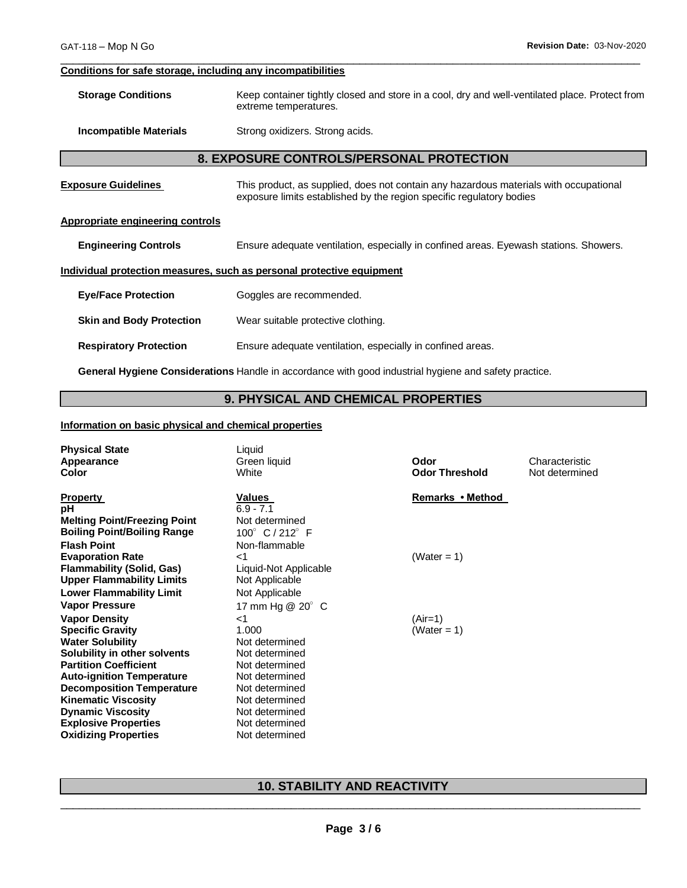**Conditions for safe storage, including any incompatibilities**

**Storage Conditions** Keep container tightly closed and store in a cool, dry and well-ventilated place. Protect from extreme temperatures.

**Incompatible Materials** Strong oxidizers. Strong acids.

## 8. EXPOSURE CONTROLS/PERSONAL PROTECTION

**Exposure Guidelines** This product, as supplied, does not contain any hazardous materials with occupational exposure limits established by the region specific regulatory bodies

**Appropriate engineering controls**

**Engineering Controls** Ensure adequate ventilation, especially in confined areas. Eyewash stations. Showers.

**Individual protection measures, such as personal protective equipment**

**Eye/Face Protection** Goggles are recommended.

**Skin and Body Protection** Wear suitable protective clothing.

**Respiratory Protection** Ensure adequate ventilation, especially in confined areas.

**General Hygiene Considerations** Handle in accordance with good industrial hygiene and safety practice.

## 9. PHYSICAL AND CHEMICAL PROPERTIES

**Information on basic physical and chemical properties**

| | | | |
|---|---|---|---|
| **Physical State** | Liquid | | |
| **Appearance** | Green liquid | **Odor** | Characteristic |
| **Color** | White | **Odor Threshold** | Not determined |

| **Property** | **Values** | **Remarks • Method** |
|---|---|---|
| **pH** | 6.9 - 7.1 | |
| **Melting Point/Freezing Point** | Not determined | |
| **Boiling Point/Boiling Range** | 100° C / 212° F | |
| **Flash Point** | Non-flammable | |
| **Evaporation Rate** | <1 | (Water = 1) |
| **Flammability (Solid, Gas)** | Liquid-Not Applicable | |
| **Upper Flammability Limits** | Not Applicable | |
| **Lower Flammability Limit** | Not Applicable | |
| **Vapor Pressure** | 17 mm Hg @ 20° C | |
| **Vapor Density** | <1 | (Air=1) |
| **Specific Gravity** | 1.000 | (Water = 1) |
| **Water Solubility** | Not determined | |
| **Solubility in other solvents** | Not determined | |
| **Partition Coefficient** | Not determined | |
| **Auto-ignition Temperature** | Not determined | |
| **Decomposition Temperature** | Not determined | |
| **Kinematic Viscosity** | Not determined | |
| **Dynamic Viscosity** | Not determined | |
| **Explosive Properties** | Not determined | |
| **Oxidizing Properties** | Not determined | |

## 10. STABILITY AND REACTIVITY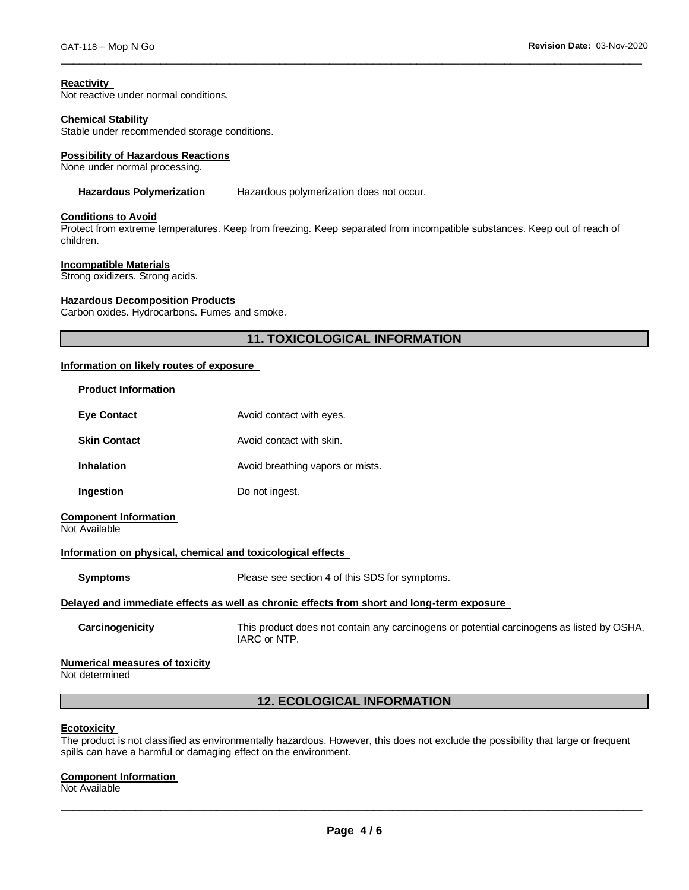**Reactivity**

Not reactive under normal conditions.

**Chemical Stability**

Stable under recommended storage conditions.

**Possibility of Hazardous Reactions**

None under normal processing.

**Hazardous Polymerization** Hazardous polymerization does not occur.

**Conditions to Avoid**

Protect from extreme temperatures. Keep from freezing. Keep separated from incompatible substances. Keep out of reach of children.

**Incompatible Materials**

Strong oxidizers. Strong acids.

**Hazardous Decomposition Products**

Carbon oxides. Hydrocarbons. Fumes and smoke.

## 11. TOXICOLOGICAL INFORMATION

**Information on likely routes of exposure**

**Product Information**

| | |
|---|---|
| **Eye Contact** | Avoid contact with eyes. |
| **Skin Contact** | Avoid contact with skin. |
| **Inhalation** | Avoid breathing vapors or mists. |
| **Ingestion** | Do not ingest. |

**Component Information**

Not Available

**Information on physical, chemical and toxicological effects**

**Symptoms** Please see section 4 of this SDS for symptoms.

**Delayed and immediate effects as well as chronic effects from short and long-term exposure**

**Carcinogenicity** This product does not contain any carcinogens or potential carcinogens as listed by OSHA, IARC or NTP.

**Numerical measures of toxicity**

Not determined

## 12. ECOLOGICAL INFORMATION

**Ecotoxicity**

The product is not classified as environmentally hazardous. However, this does not exclude the possibility that large or frequent spills can have a harmful or damaging effect on the environment.

**Component Information**

Not Available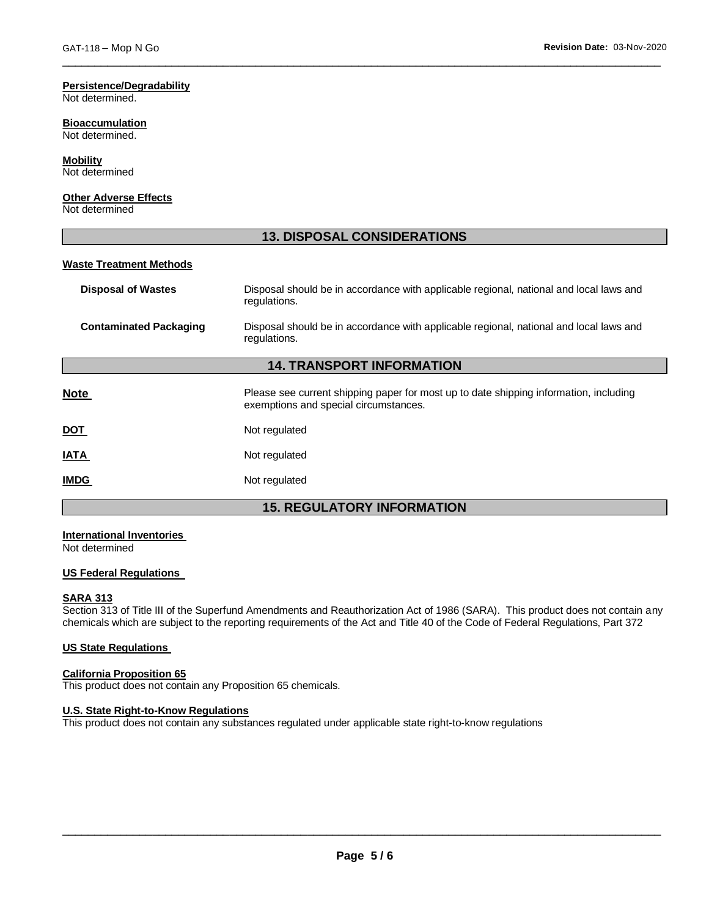**Persistence/Degradability**
Not determined.

**Bioaccumulation**
Not determined.

**Mobility**
Not determined

**Other Adverse Effects**
Not determined

## 13. DISPOSAL CONSIDERATIONS

**Waste Treatment Methods**

| | |
|---|---|
| **Disposal of Wastes** | Disposal should be in accordance with applicable regional, national and local laws and regulations. |
| **Contaminated Packaging** | Disposal should be in accordance with applicable regional, national and local laws and regulations. |

## 14. TRANSPORT INFORMATION

| | |
|---|---|
| **Note** | Please see current shipping paper for most up to date shipping information, including exemptions and special circumstances. |
| **DOT** | Not regulated |
| **IATA** | Not regulated |
| **IMDG** | Not regulated |

## 15. REGULATORY INFORMATION

**International Inventories**
Not determined

**US Federal Regulations**

**SARA 313**
Section 313 of Title III of the Superfund Amendments and Reauthorization Act of 1986 (SARA). This product does not contain any chemicals which are subject to the reporting requirements of the Act and Title 40 of the Code of Federal Regulations, Part 372

**US State Regulations**

**California Proposition 65**
This product does not contain any Proposition 65 chemicals.

**U.S. State Right-to-Know Regulations**
This product does not contain any substances regulated under applicable state right-to-know regulations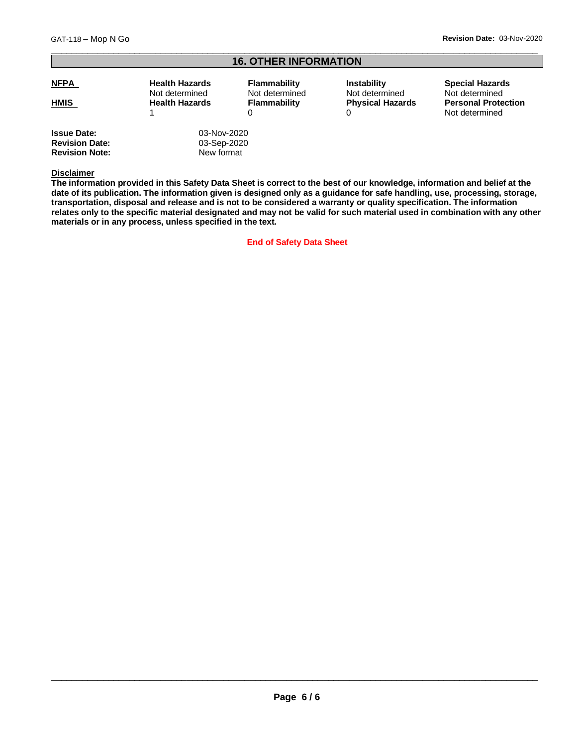## 16. OTHER INFORMATION

| | | | | |
|---|---|---|---|---|
| **NFPA** | **Health Hazards** Not determined | **Flammability** Not determined | **Instability** Not determined | **Special Hazards** Not determined |
| **HMIS** | **Health Hazards** 1 | **Flammability** 0 | **Physical Hazards** 0 | **Personal Protection** Not determined |

**Issue Date:** 03-Nov-2020
**Revision Date:** 03-Sep-2020
**Revision Note:** New format

**Disclaimer**

**The information provided in this Safety Data Sheet is correct to the best of our knowledge, information and belief at the date of its publication. The information given is designed only as a guidance for safe handling, use, processing, storage, transportation, disposal and release and is not to be considered a warranty or quality specification. The information relates only to the specific material designated and may not be valid for such material used in combination with any other materials or in any process, unless specified in the text.**

**End of Safety Data Sheet**